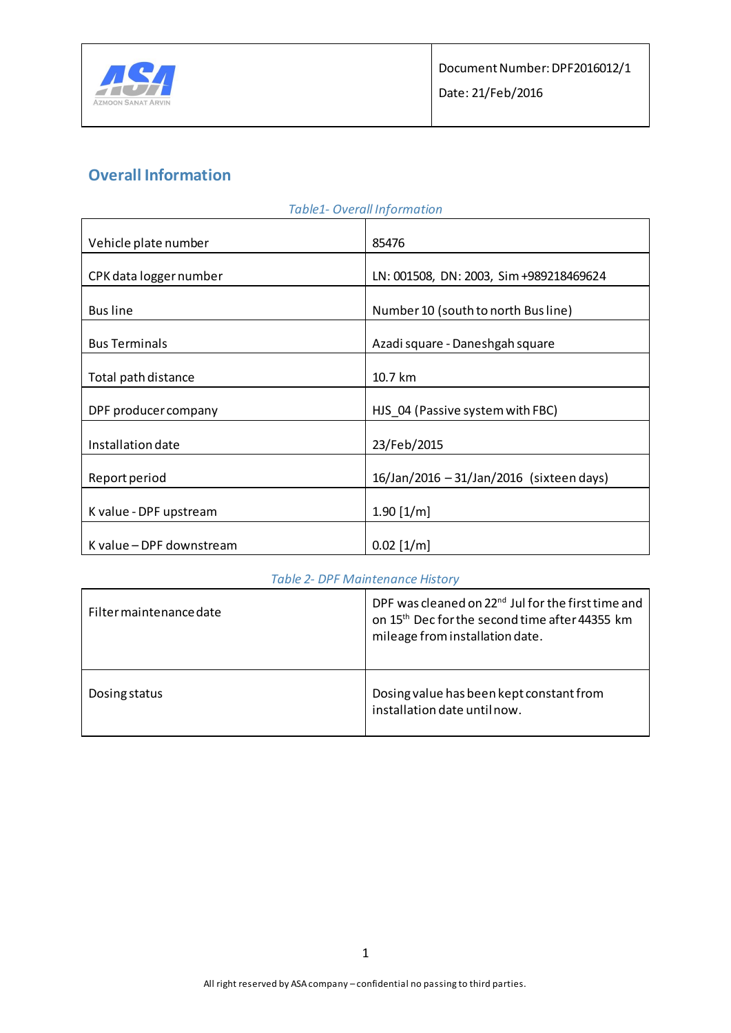| | Document Number: DPF2016012/1 |
|---|---|
| ASA Azmoon Sanat Arvin | Date: 21/Feb/2016 |

## Overall Information

*Table1- Overall Information*

| | |
|---|---|
| Vehicle plate number | 85476 |
| CPK data logger number | LN: 001508, DN: 2003, Sim +989218469624 |
| Bus line | Number 10 (south to north Bus line) |
| Bus Terminals | Azadi square - Daneshgah square |
| Total path distance | 10.7 km |
| DPF producer company | HJS_04 (Passive system with FBC) |
| Installation date | 23/Feb/2015 |
| Report period | 16/Jan/2016 – 31/Jan/2016 (sixteen days) |
| K value - DPF upstream | 1.90 [1/m] |
| K value – DPF downstream | 0.02 [1/m] |

*Table 2- DPF Maintenance History*

| | |
|---|---|
| Filter maintenance date | DPF was cleaned on 22nd Jul for the first time and on 15th Dec for the second time after 44355 km mileage from installation date. |
| Dosing status | Dosing value has been kept constant from installation date until now. |

All right reserved by ASA company – confidential no passing to third parties.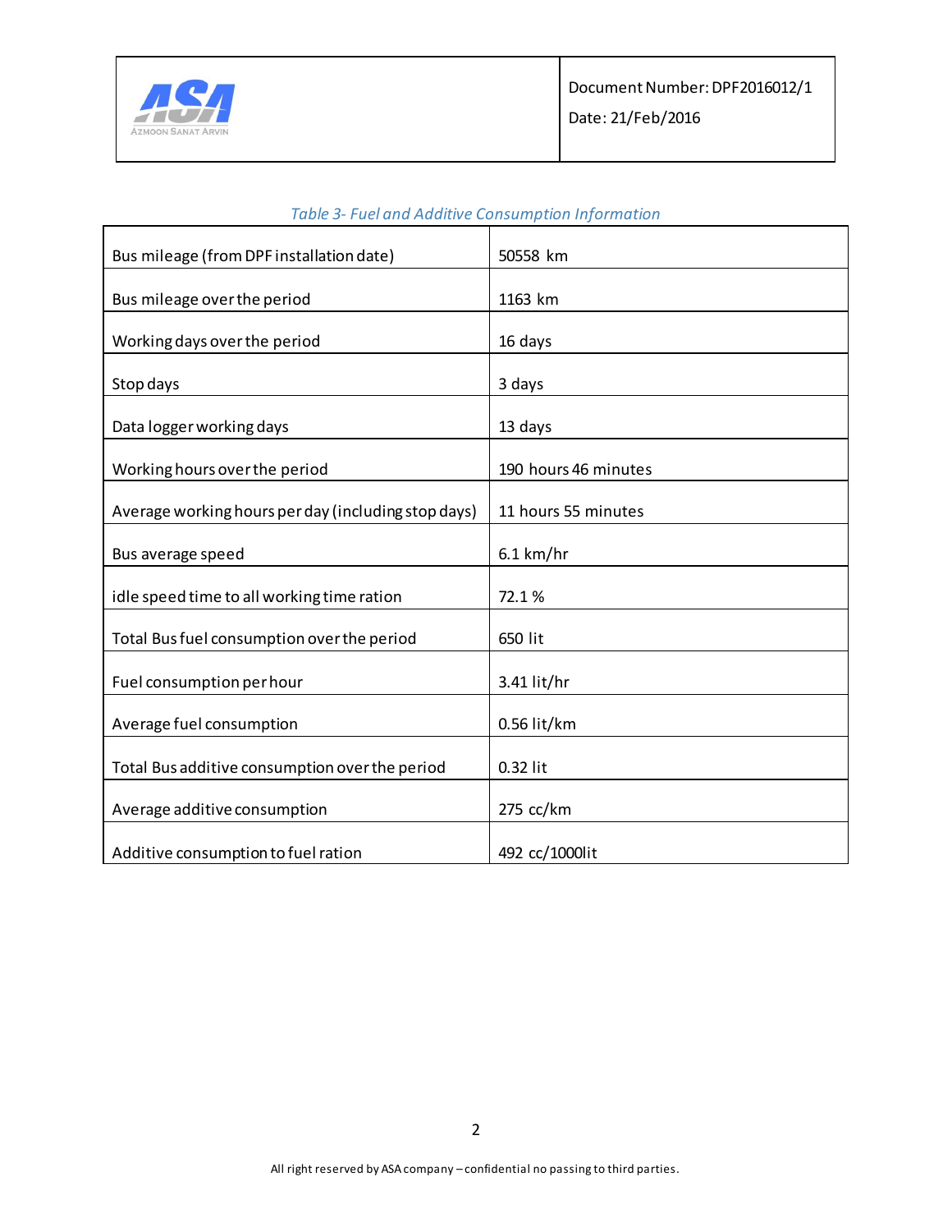*Table 3- Fuel and Additive Consumption Information*

| | |
|---|---|
| Bus mileage (from DPF installation date) | 50558 km |
| Bus mileage over the period | 1163 km |
| Working days over the period | 16 days |
| Stop days | 3 days |
| Data logger working days | 13 days |
| Working hours over the period | 190 hours 46 minutes |
| Average working hours per day (including stop days) | 11 hours 55 minutes |
| Bus average speed | 6.1 km/hr |
| idle speed time to all working time ration | 72.1 % |
| Total Bus fuel consumption over the period | 650 lit |
| Fuel consumption per hour | 3.41 lit/hr |
| Average fuel consumption | 0.56 lit/km |
| Total Bus additive consumption over the period | 0.32 lit |
| Average additive consumption | 275 cc/km |
| Additive consumption to fuel ration | 492 cc/1000lit |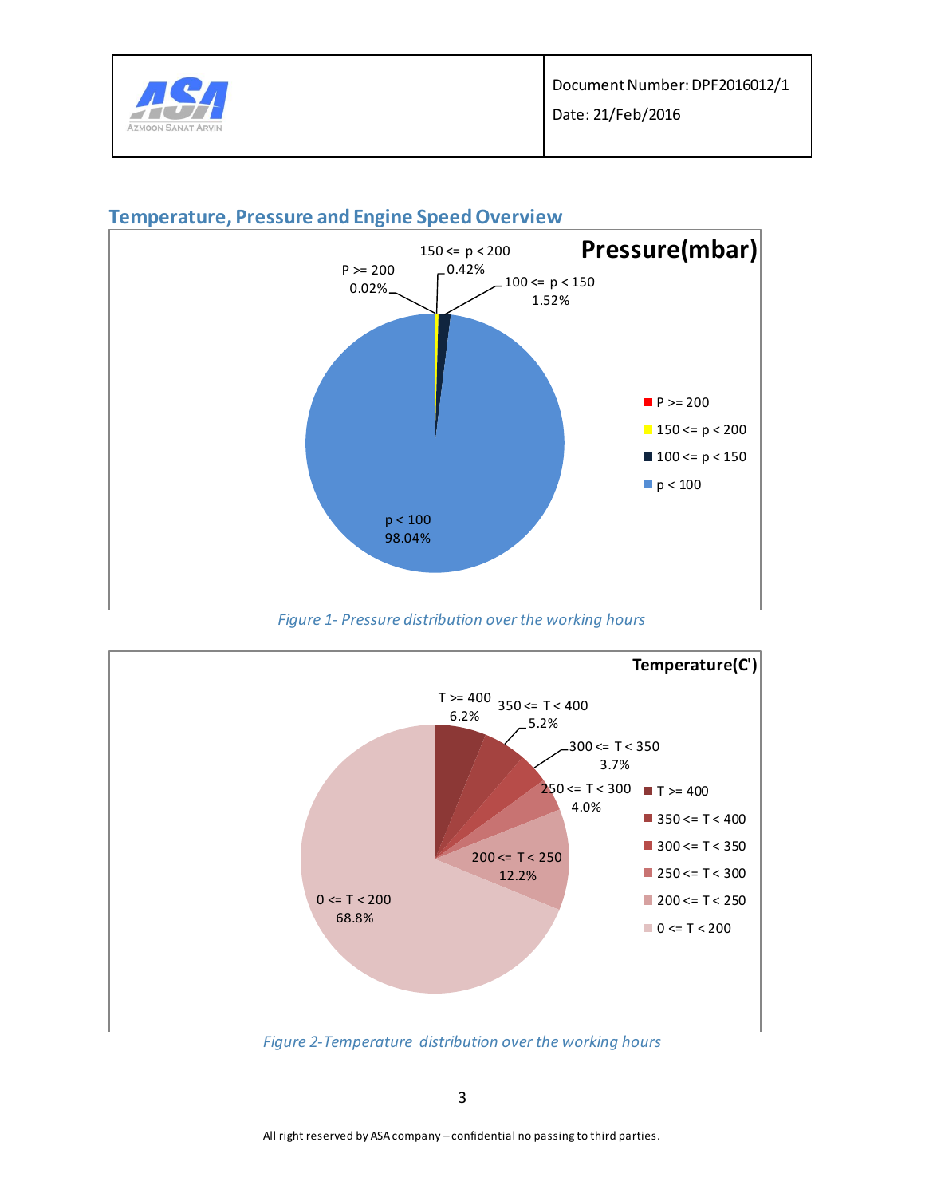## Temperature, Pressure and Engine Speed Overview

**Pressure(mbar)**

- P >= 200: 0.02%
- 150 <= p < 200: 0.42%
- 100 <= p < 150: 1.52%
- p < 100: 98.04%

*Figure 1- Pressure distribution over the working hours*

**Temperature(C')**

- T >= 400: 6.2%
- 350 <= T < 400: 5.2%
- 300 <= T < 350: 3.7%
- 250 <= T < 300: 4.0%
- 200 <= T < 250: 12.2%
- 0 <= T < 200: 68.8%

*Figure 2-Temperature distribution over the working hours*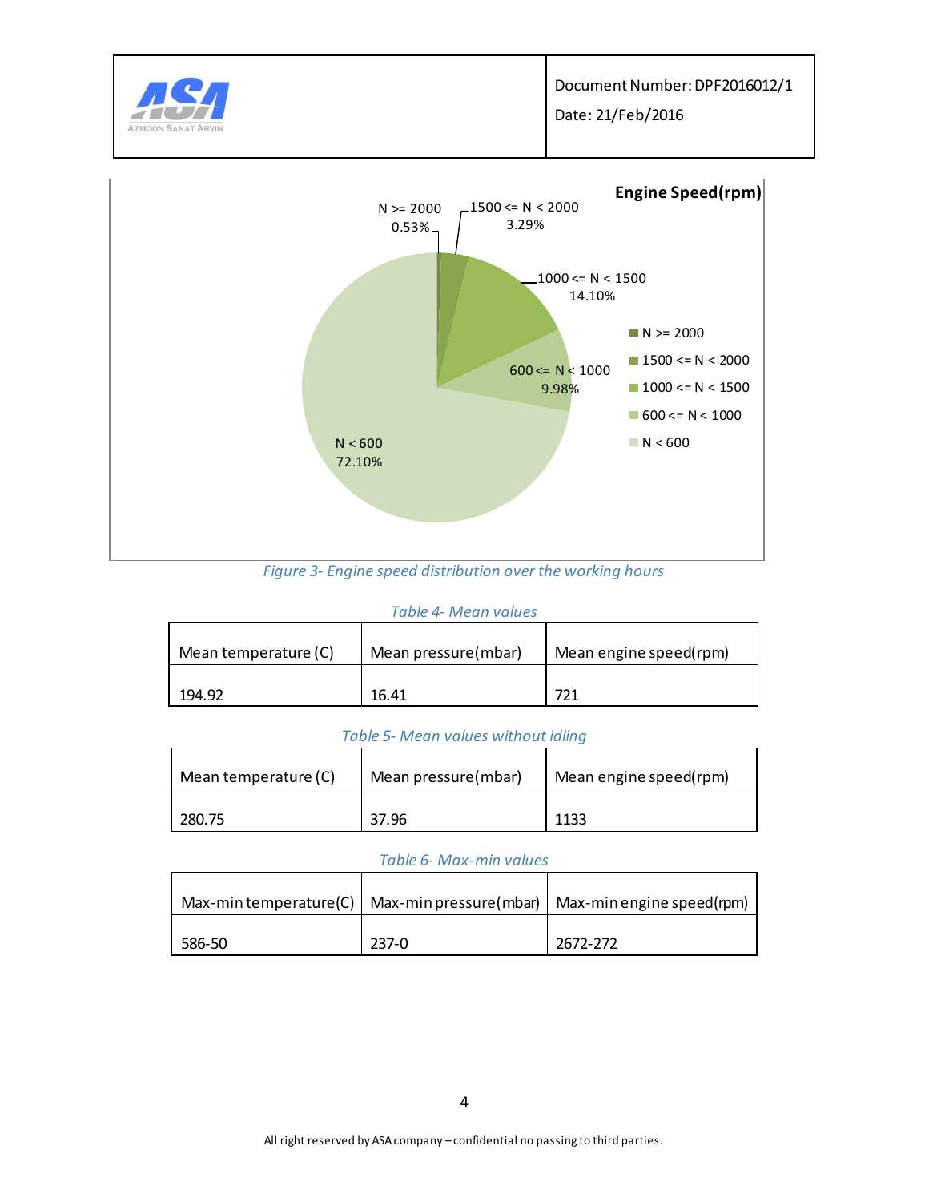Figure 3- Engine speed distribution over the working hours

*Table 4- Mean values*

| Mean temperature (C) | Mean pressure(mbar) | Mean engine speed(rpm) |
|---|---|---|
| 194.92 | 16.41 | 721 |

*Table 5- Mean values without idling*

| Mean temperature (C) | Mean pressure(mbar) | Mean engine speed(rpm) |
|---|---|---|
| 280.75 | 37.96 | 1133 |

*Table 6- Max-min values*

| Max-min temperature(C) | Max-min pressure(mbar) | Max-min engine speed(rpm) |
|---|---|---|
| 586-50 | 237-0 | 2672-272 |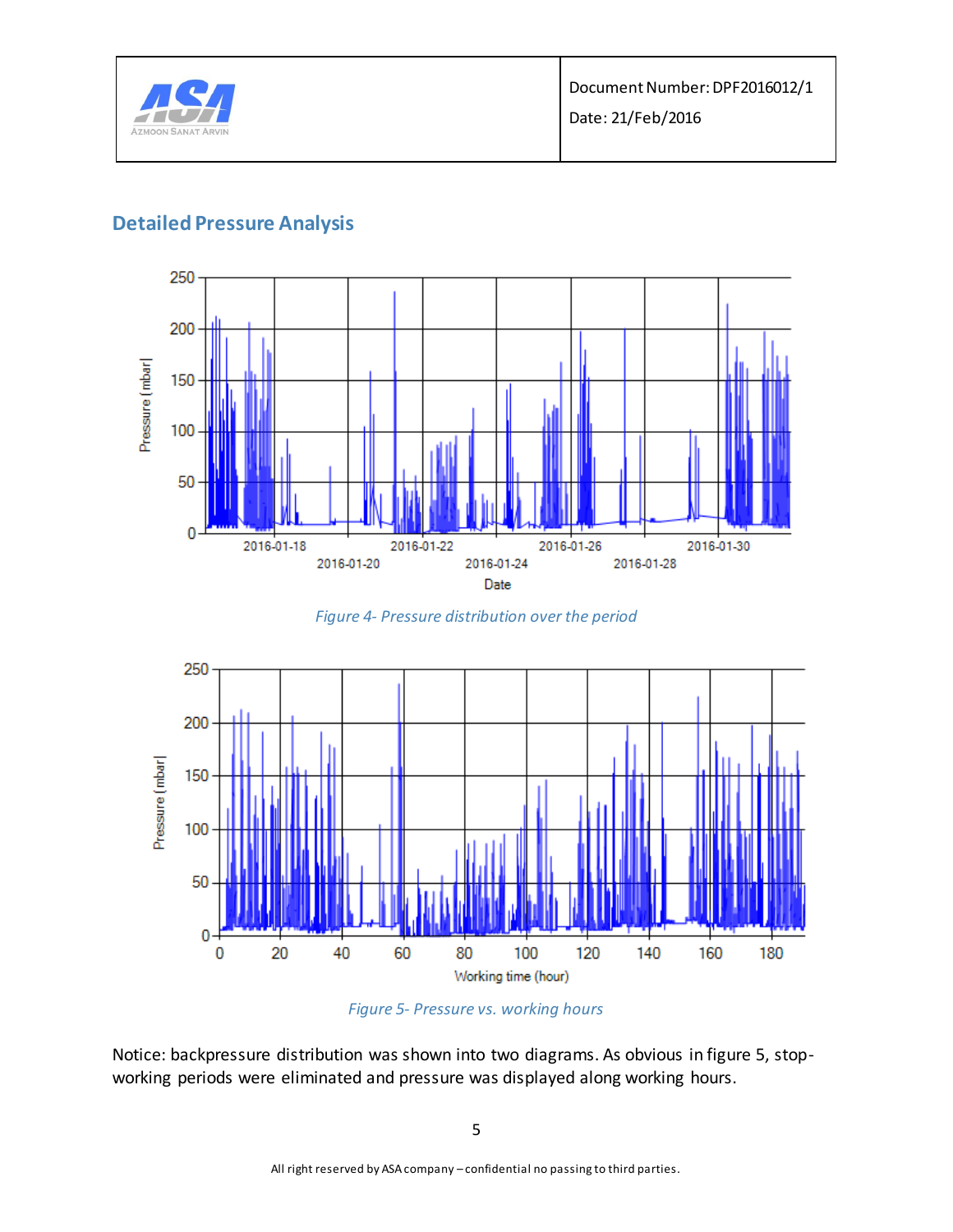## Detailed Pressure Analysis

*Figure 4- Pressure distribution over the period*

*Figure 5- Pressure vs. working hours*

Notice: backpressure distribution was shown into two diagrams. As obvious in figure 5, stop-working periods were eliminated and pressure was displayed along working hours.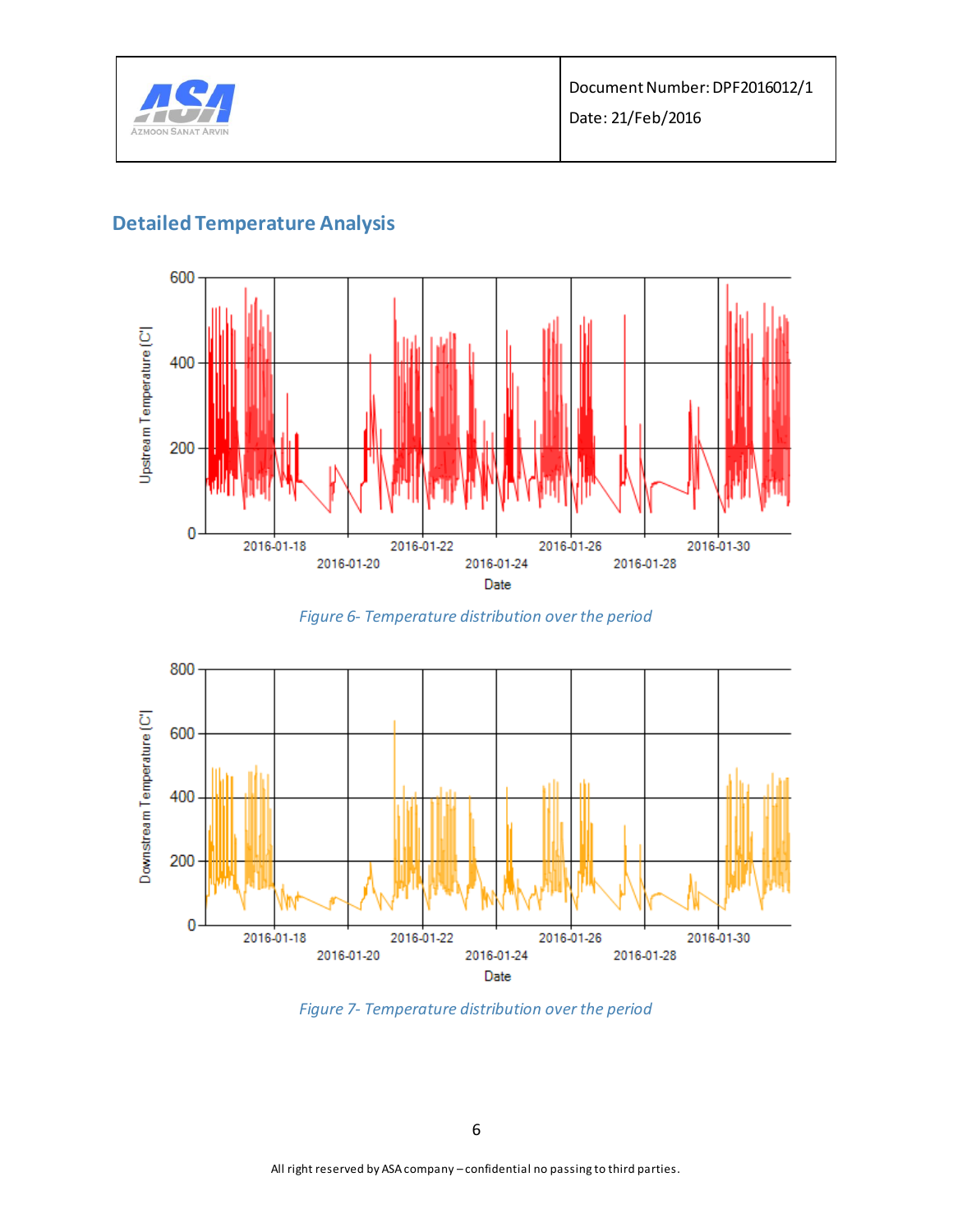## Detailed Temperature Analysis

*Figure 6- Temperature distribution over the period*

*Figure 7- Temperature distribution over the period*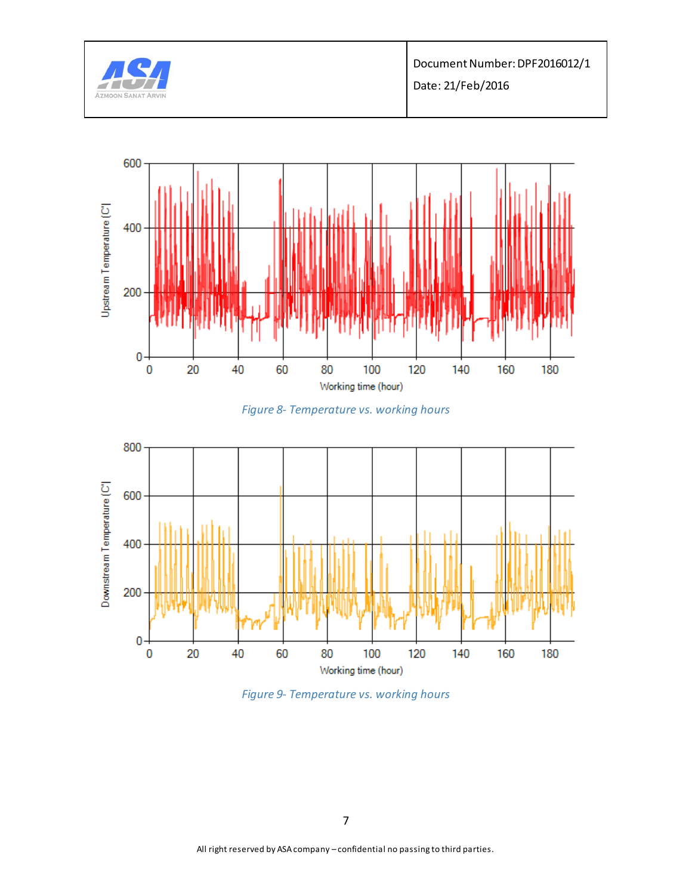Figure 8- Temperature vs. working hours

Figure 9- Temperature vs. working hours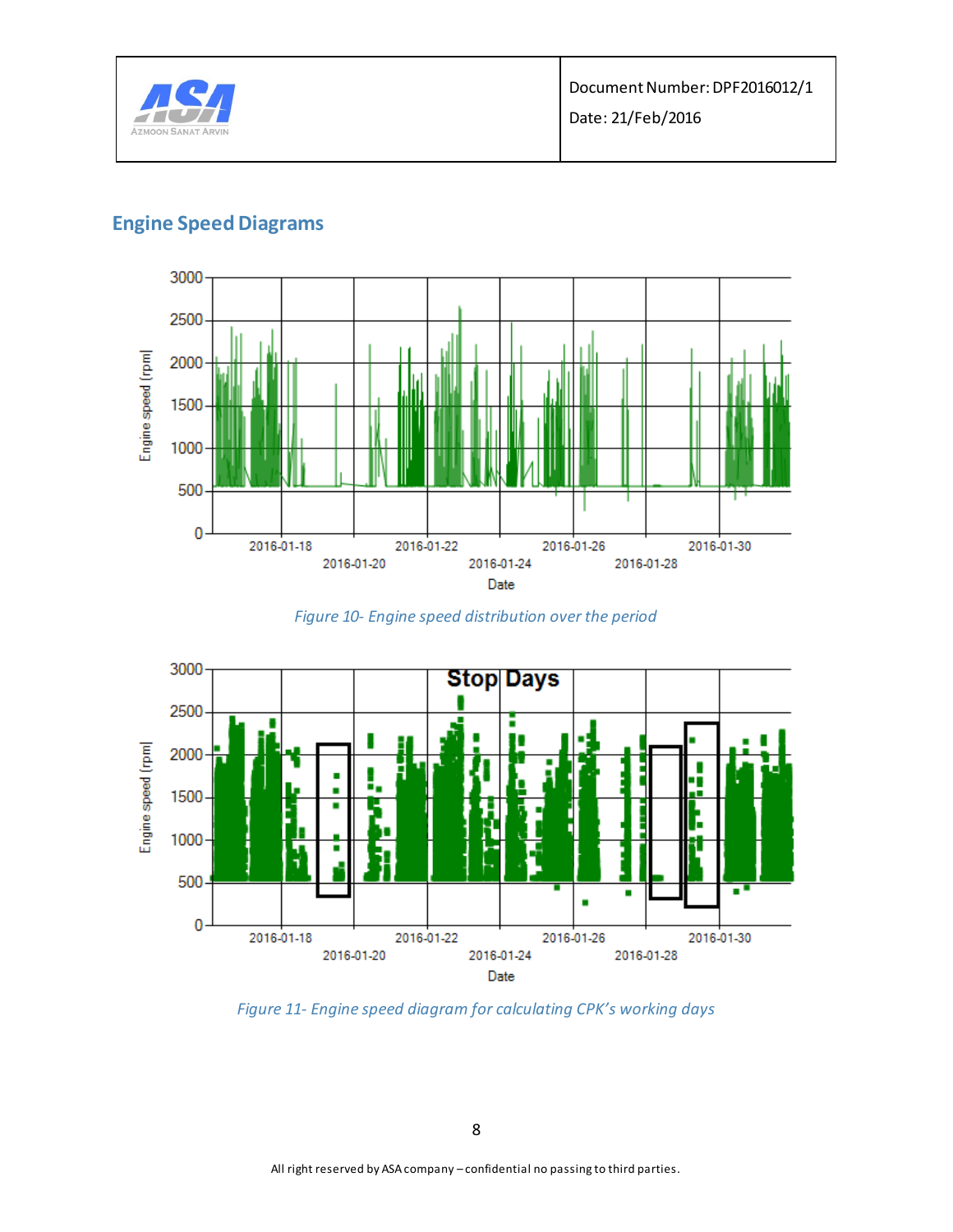## Engine Speed Diagrams

*Figure 10- Engine speed distribution over the period*

*Figure 11- Engine speed diagram for calculating CPK's working days*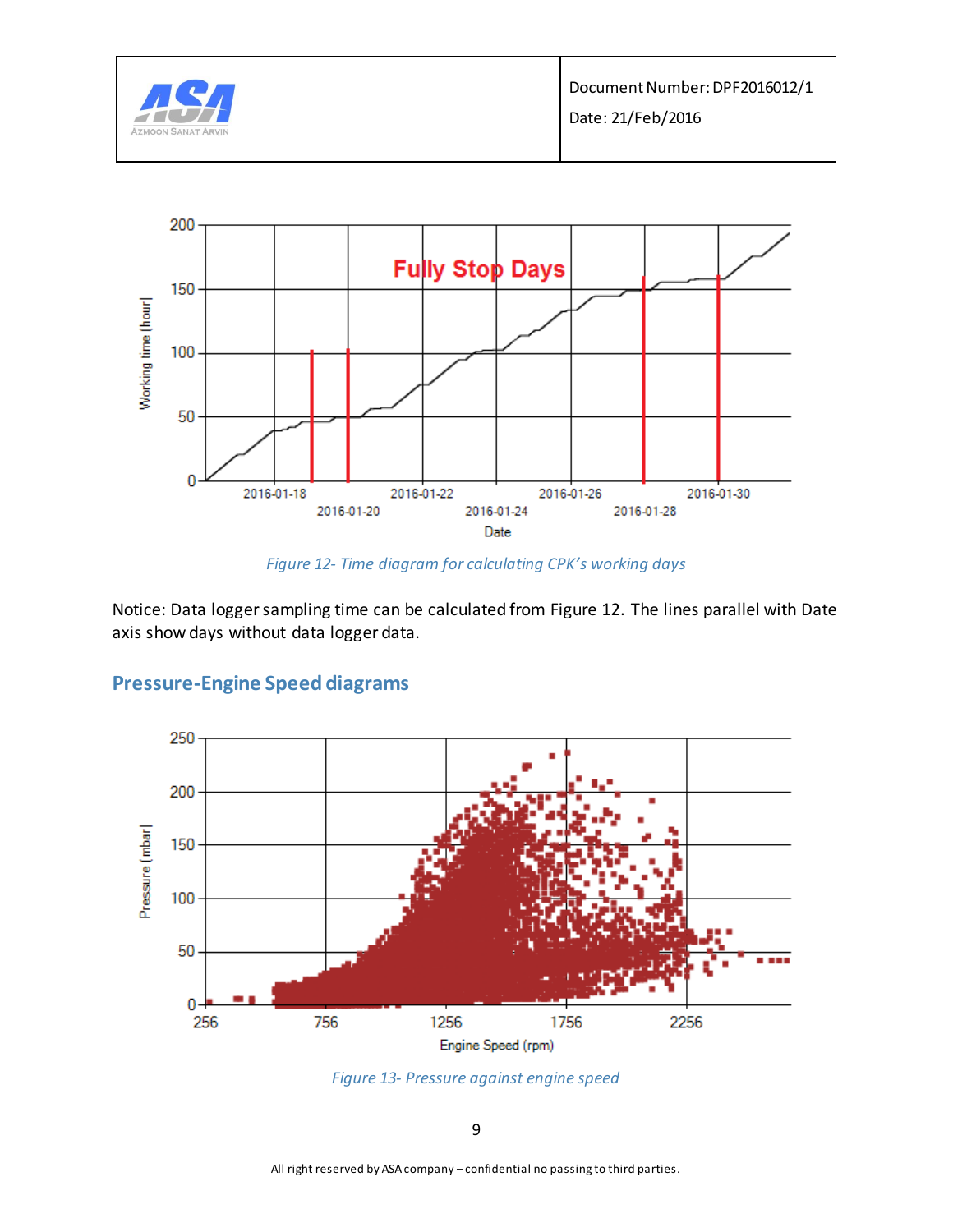Figure 12- Time diagram for calculating CPK's working days

Notice: Data logger sampling time can be calculated from Figure 12. The lines parallel with Date axis show days without data logger data.

## Pressure-Engine Speed diagrams

Figure 13- Pressure against engine speed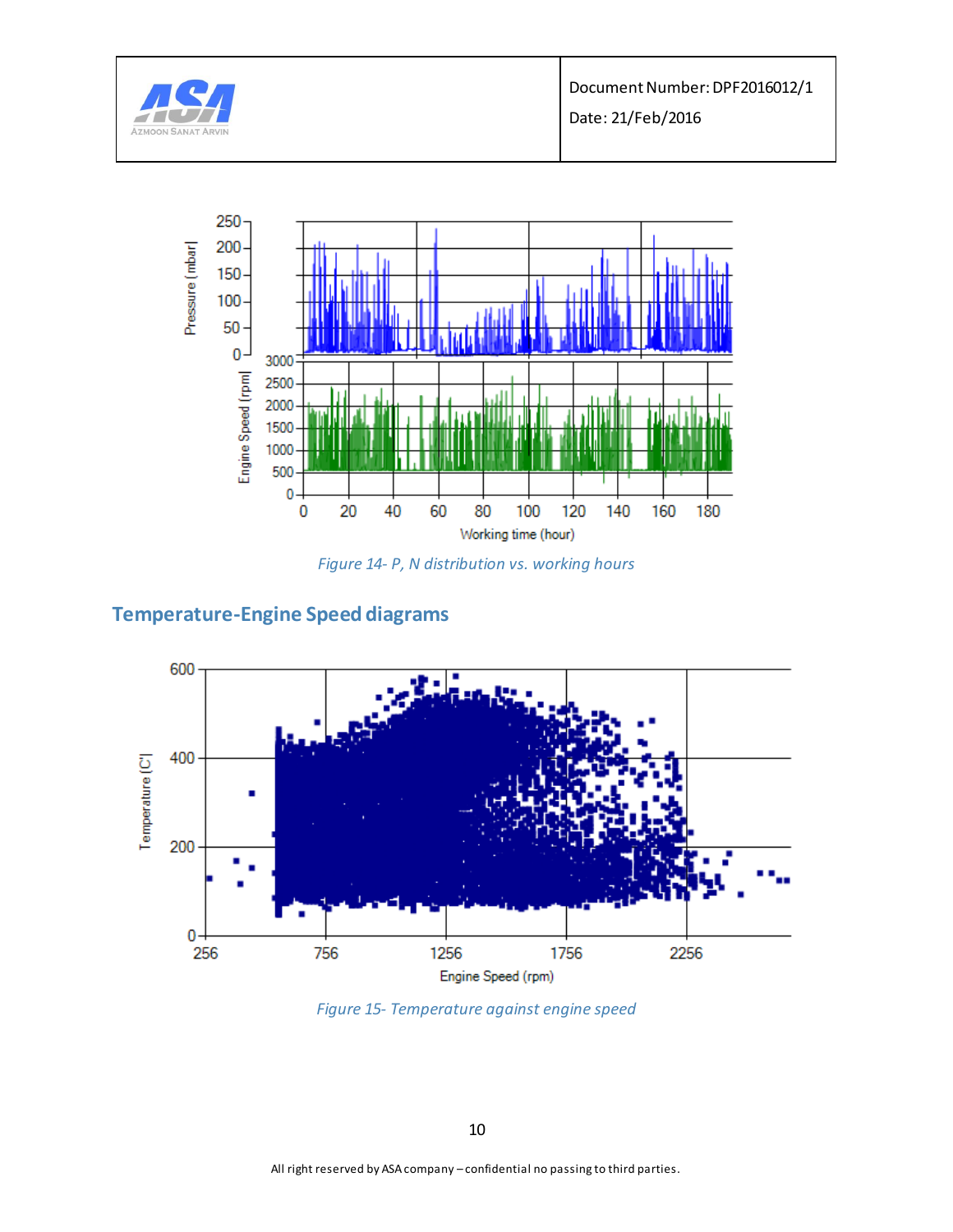Figure 14- P, N distribution vs. working hours

## Temperature-Engine Speed diagrams

Figure 15- Temperature against engine speed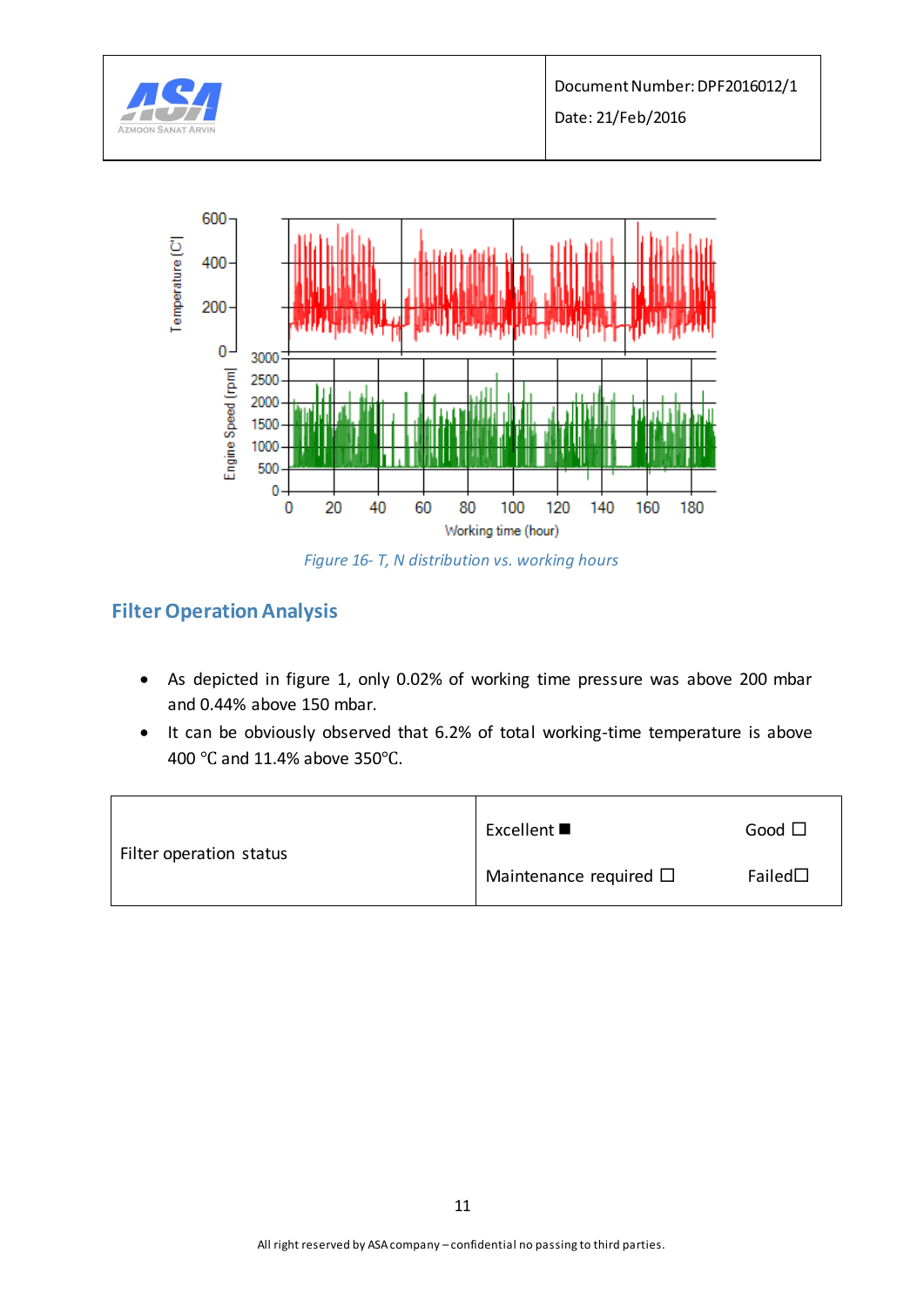Temperature [C']
600
400
200
0
Engine Speed [rpm]
3000
2500
2000
1500
1000
500
0
0 20 40 60 80 100 120 140 160 180
Working time (hour)

*Figure 16- T, N distribution vs. working hours*

## Filter Operation Analysis

- As depicted in figure 1, only 0.02% of working time pressure was above 200 mbar and 0.44% above 150 mbar.
- It can be obviously observed that 6.2% of total working-time temperature is above 400 ℃ and 11.4% above 350℃.

| | | |
|---|---|---|
| Filter operation status | Excellent ■ | Good ☐ |
| | Maintenance required ☐ | Failed☐ |